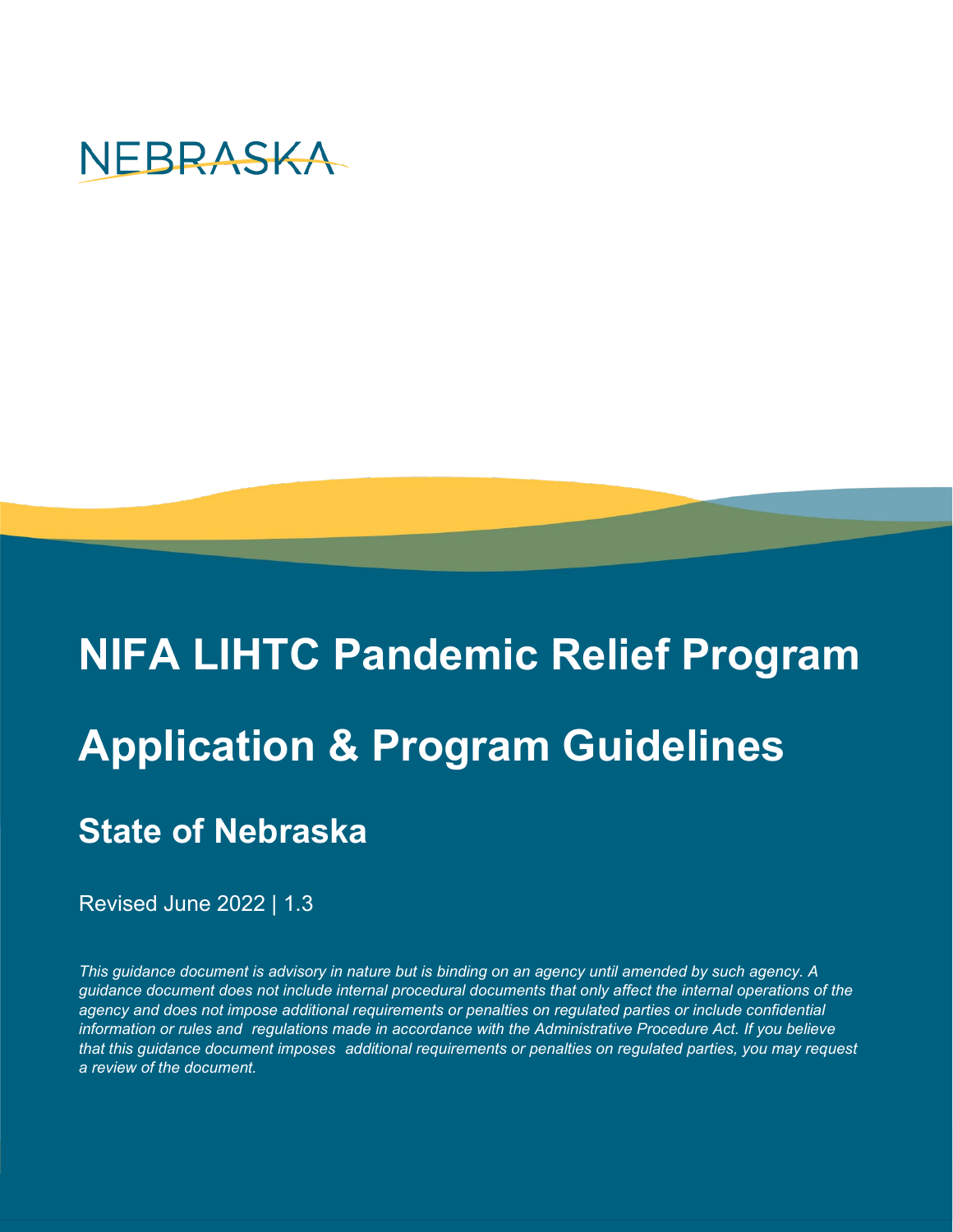NEBRASKA

# NIFA LIHTC Pandemic Relief Program

# Application & Program Guidelines

## State of Nebraska

Revised June 2022 | 1.3

*This guidance document is advisory in nature but is binding on an agency until amended by such agency. A guidance document does not include internal procedural documents that only affect the internal operations of the agency and does not impose additional requirements or penalties on regulated parties or include confidential information or rules and regulations made in accordance with the Administrative Procedure Act. If you believe that this guidance document imposes additional requirements or penalties on regulated parties, you may request a review of the document.*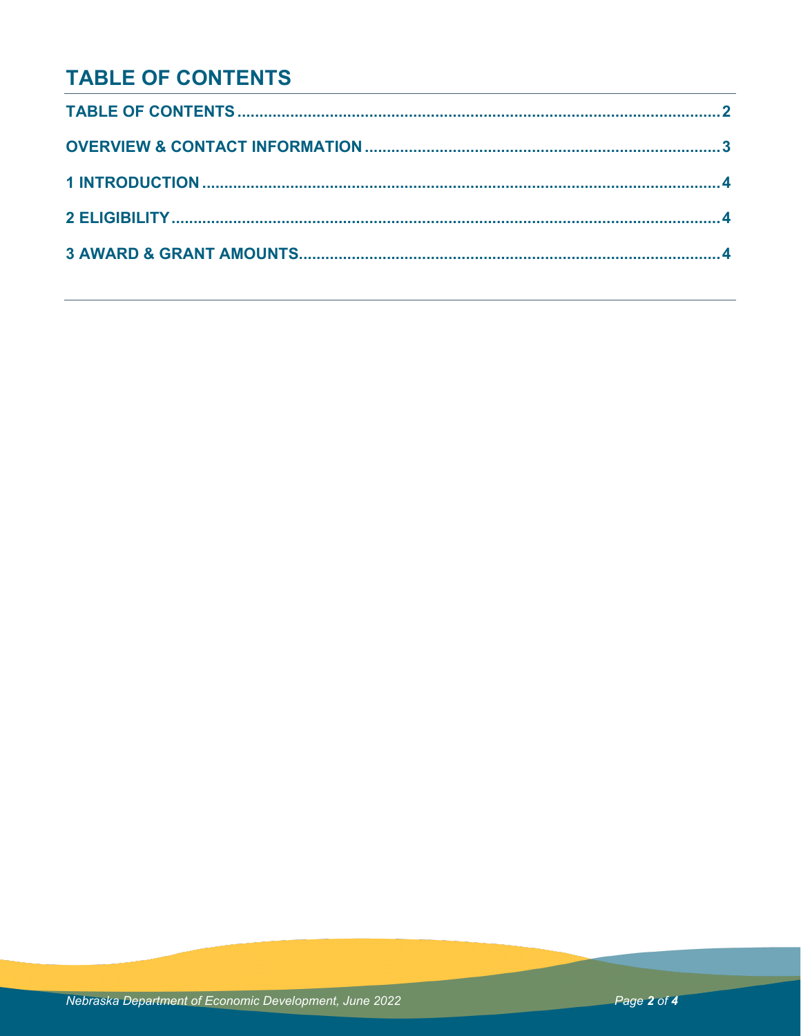# TABLE OF CONTENTS

TABLE OF CONTENTS ........................................................................................................ 2

OVERVIEW & CONTACT INFORMATION ........................................................................... 3

1 INTRODUCTION ............................................................................................................... 4

2 ELIGIBILITY ...................................................................................................................... 4

3 AWARD & GRANT AMOUNTS .......................................................................................... 4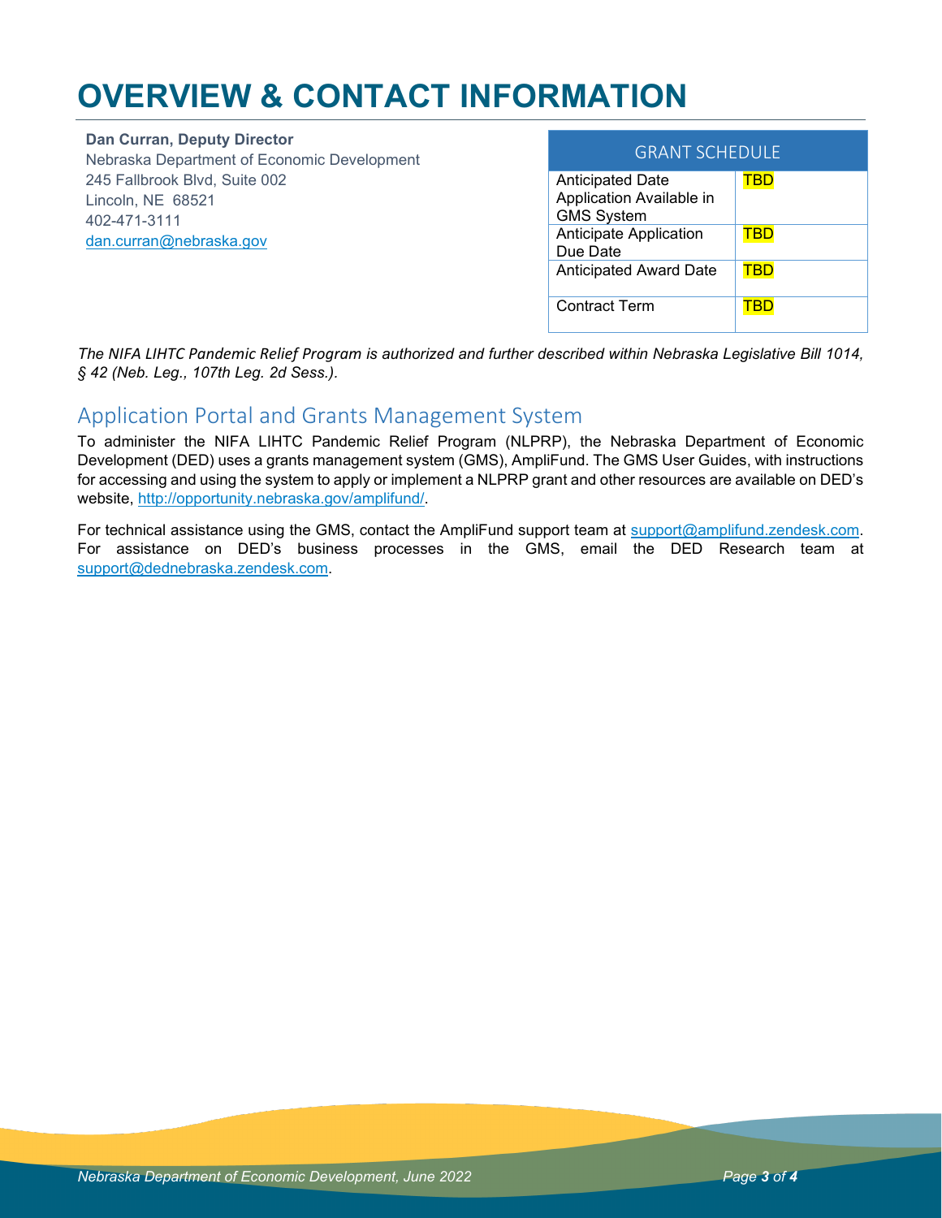# OVERVIEW & CONTACT INFORMATION

**Dan Curran, Deputy Director**
Nebraska Department of Economic Development
245 Fallbrook Blvd, Suite 002
Lincoln, NE 68521
402-471-3111
dan.curran@nebraska.gov

| GRANT SCHEDULE | |
|---|---|
| Anticipated Date Application Available in GMS System | TBD |
| Anticipate Application Due Date | TBD |
| Anticipated Award Date | TBD |
| Contract Term | TBD |

*The NIFA LIHTC Pandemic Relief Program is authorized and further described within Nebraska Legislative Bill 1014, § 42 (Neb. Leg., 107th Leg. 2d Sess.).*

## Application Portal and Grants Management System

To administer the NIFA LIHTC Pandemic Relief Program (NLPRP), the Nebraska Department of Economic Development (DED) uses a grants management system (GMS), AmpliFund. The GMS User Guides, with instructions for accessing and using the system to apply or implement a NLPRP grant and other resources are available on DED's website, http://opportunity.nebraska.gov/amplifund/.

For technical assistance using the GMS, contact the AmpliFund support team at support@amplifund.zendesk.com. For assistance on DED's business processes in the GMS, email the DED Research team at support@dednebraska.zendesk.com.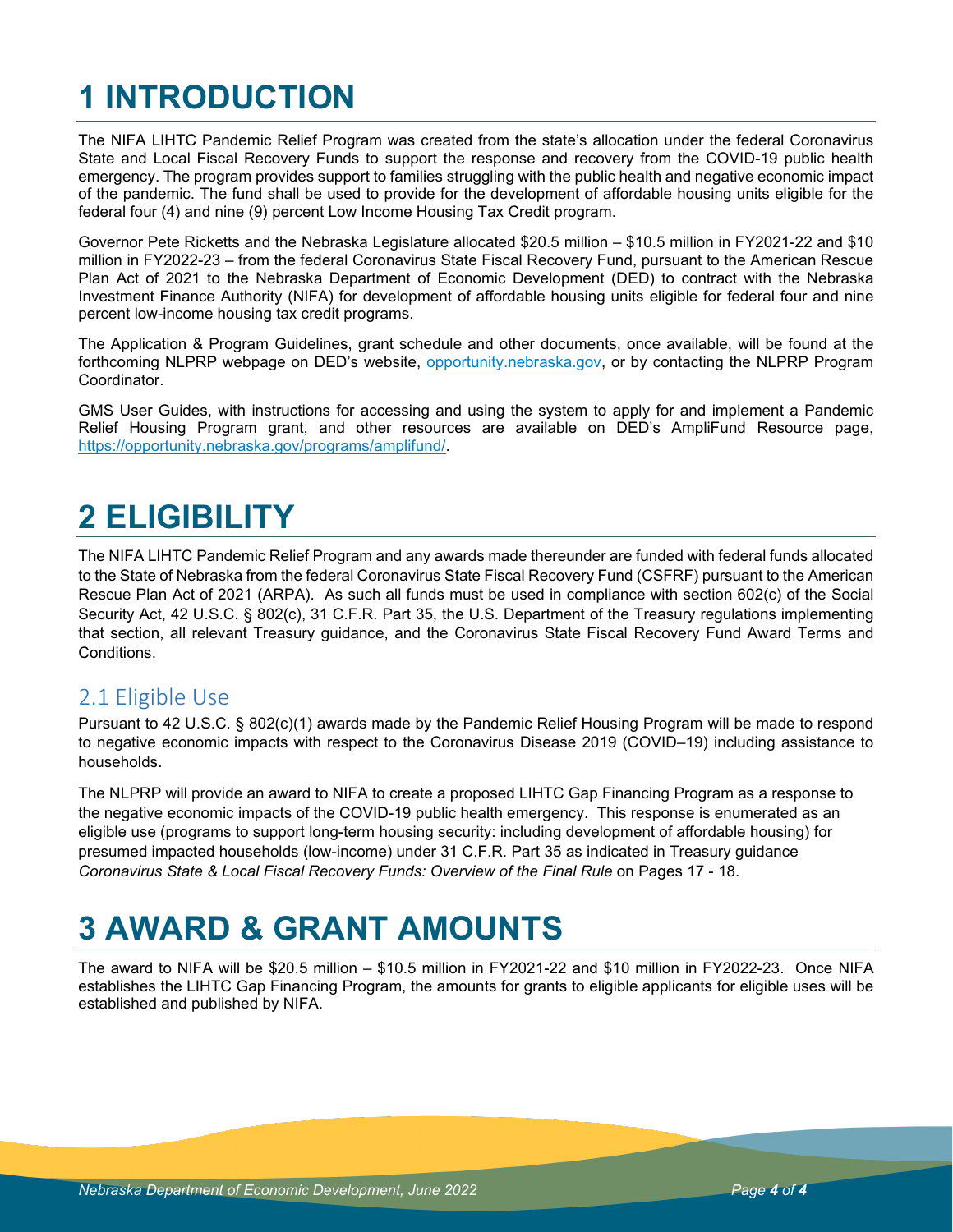# 1 INTRODUCTION

The NIFA LIHTC Pandemic Relief Program was created from the state's allocation under the federal Coronavirus State and Local Fiscal Recovery Funds to support the response and recovery from the COVID-19 public health emergency. The program provides support to families struggling with the public health and negative economic impact of the pandemic. The fund shall be used to provide for the development of affordable housing units eligible for the federal four (4) and nine (9) percent Low Income Housing Tax Credit program.

Governor Pete Ricketts and the Nebraska Legislature allocated $20.5 million – $10.5 million in FY2021-22 and $10 million in FY2022-23 – from the federal Coronavirus State Fiscal Recovery Fund, pursuant to the American Rescue Plan Act of 2021 to the Nebraska Department of Economic Development (DED) to contract with the Nebraska Investment Finance Authority (NIFA) for development of affordable housing units eligible for federal four and nine percent low-income housing tax credit programs.

The Application & Program Guidelines, grant schedule and other documents, once available, will be found at the forthcoming NLPRP webpage on DED's website, [opportunity.nebraska.gov](opportunity.nebraska.gov), or by contacting the NLPRP Program Coordinator.

GMS User Guides, with instructions for accessing and using the system to apply for and implement a Pandemic Relief Housing Program grant, and other resources are available on DED's AmpliFund Resource page, [https://opportunity.nebraska.gov/programs/amplifund/](https://opportunity.nebraska.gov/programs/amplifund/).

# 2 ELIGIBILITY

The NIFA LIHTC Pandemic Relief Program and any awards made thereunder are funded with federal funds allocated to the State of Nebraska from the federal Coronavirus State Fiscal Recovery Fund (CSFRF) pursuant to the American Rescue Plan Act of 2021 (ARPA). As such all funds must be used in compliance with section 602(c) of the Social Security Act, 42 U.S.C. § 802(c), 31 C.F.R. Part 35, the U.S. Department of the Treasury regulations implementing that section, all relevant Treasury guidance, and the Coronavirus State Fiscal Recovery Fund Award Terms and Conditions.

## 2.1 Eligible Use

Pursuant to 42 U.S.C. § 802(c)(1) awards made by the Pandemic Relief Housing Program will be made to respond to negative economic impacts with respect to the Coronavirus Disease 2019 (COVID–19) including assistance to households.

The NLPRP will provide an award to NIFA to create a proposed LIHTC Gap Financing Program as a response to the negative economic impacts of the COVID-19 public health emergency. This response is enumerated as an eligible use (programs to support long-term housing security: including development of affordable housing) for presumed impacted households (low-income) under 31 C.F.R. Part 35 as indicated in Treasury guidance *Coronavirus State & Local Fiscal Recovery Funds: Overview of the Final Rule* on Pages 17 - 18.

# 3 AWARD & GRANT AMOUNTS

The award to NIFA will be $20.5 million – $10.5 million in FY2021-22 and $10 million in FY2022-23. Once NIFA establishes the LIHTC Gap Financing Program, the amounts for grants to eligible applicants for eligible uses will be established and published by NIFA.